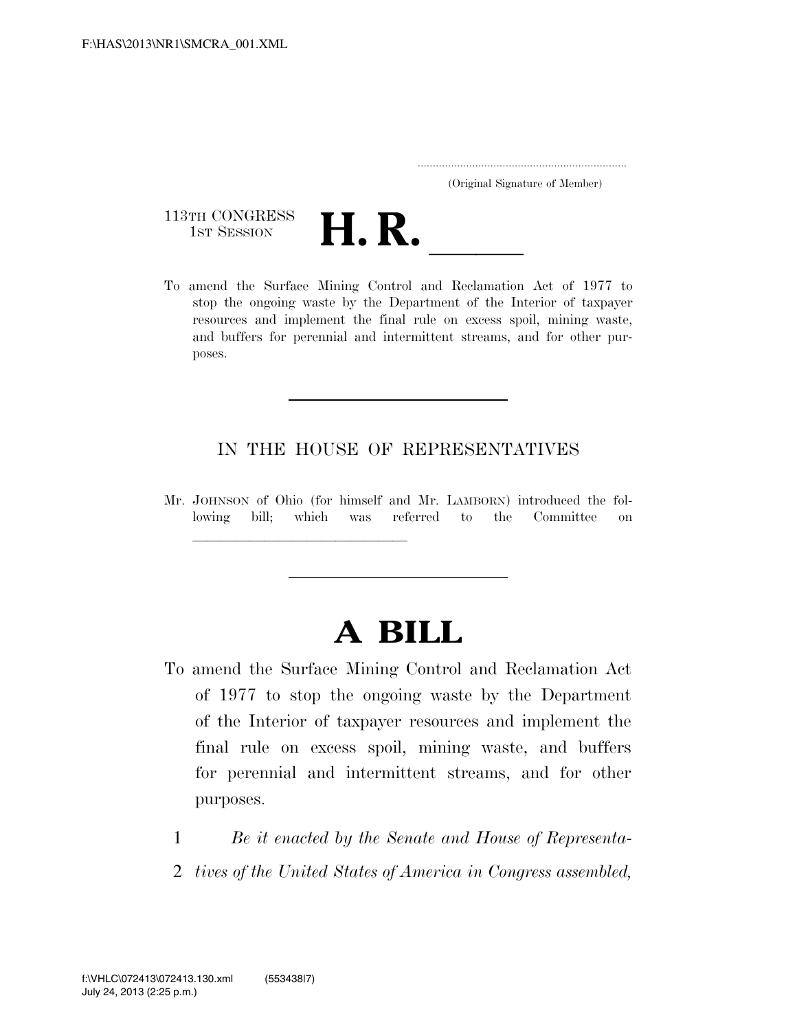F:\HAS\2013\NR1\SMCRA_001.XML

.....................................................................

(Original Signature of Member)

113TH CONGRESS
1ST SESSION

# H. R. \_\_\_\_\_\_

To amend the Surface Mining Control and Reclamation Act of 1977 to stop the ongoing waste by the Department of the Interior of taxpayer resources and implement the final rule on excess spoil, mining waste, and buffers for perennial and intermittent streams, and for other purposes.

---

IN THE HOUSE OF REPRESENTATIVES

Mr. JOHNSON of Ohio (for himself and Mr. LAMBORN) introduced the following bill; which was referred to the Committee on \_\_\_\_\_\_\_\_\_\_\_\_\_\_\_\_\_\_\_\_\_\_\_\_\_\_\_\_\_\_

---

# A BILL

To amend the Surface Mining Control and Reclamation Act of 1977 to stop the ongoing waste by the Department of the Interior of taxpayer resources and implement the final rule on excess spoil, mining waste, and buffers for perennial and intermittent streams, and for other purposes.

1 *Be it enacted by the Senate and House of Representa-*
2 *tives of the United States of America in Congress assembled,*

f:\VHLC\072413\072413.130.xml (553438|7)
July 24, 2013 (2:25 p.m.)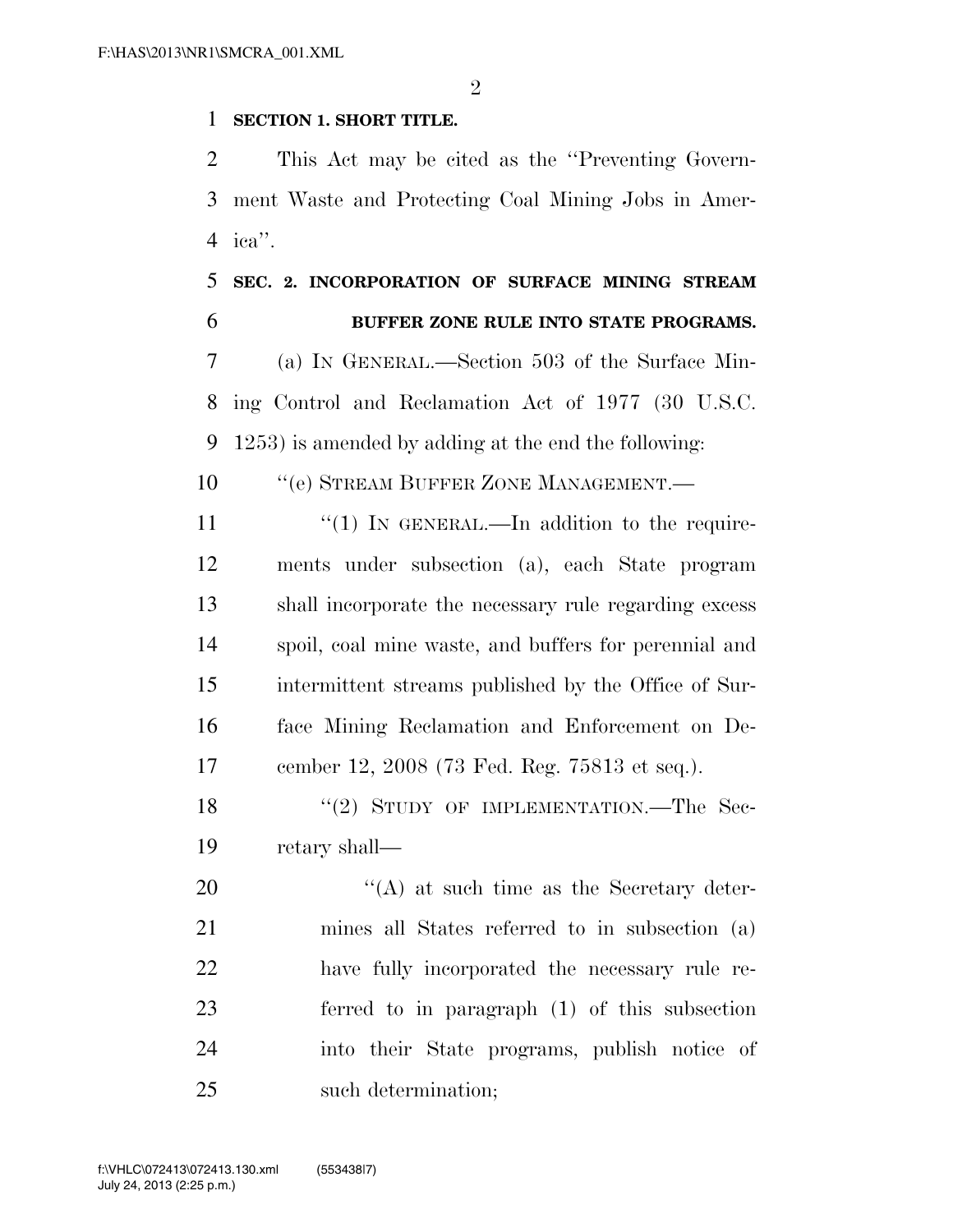**SECTION 1. SHORT TITLE.**

This Act may be cited as the ''Preventing Government Waste and Protecting Coal Mining Jobs in America''.

**SEC. 2. INCORPORATION OF SURFACE MINING STREAM BUFFER ZONE RULE INTO STATE PROGRAMS.**

(a) IN GENERAL.—Section 503 of the Surface Mining Control and Reclamation Act of 1977 (30 U.S.C. 1253) is amended by adding at the end the following:

''(e) STREAM BUFFER ZONE MANAGEMENT.—

''(1) IN GENERAL.—In addition to the requirements under subsection (a), each State program shall incorporate the necessary rule regarding excess spoil, coal mine waste, and buffers for perennial and intermittent streams published by the Office of Surface Mining Reclamation and Enforcement on December 12, 2008 (73 Fed. Reg. 75813 et seq.).

''(2) STUDY OF IMPLEMENTATION.—The Secretary shall—

''(A) at such time as the Secretary determines all States referred to in subsection (a) have fully incorporated the necessary rule referred to in paragraph (1) of this subsection into their State programs, publish notice of such determination;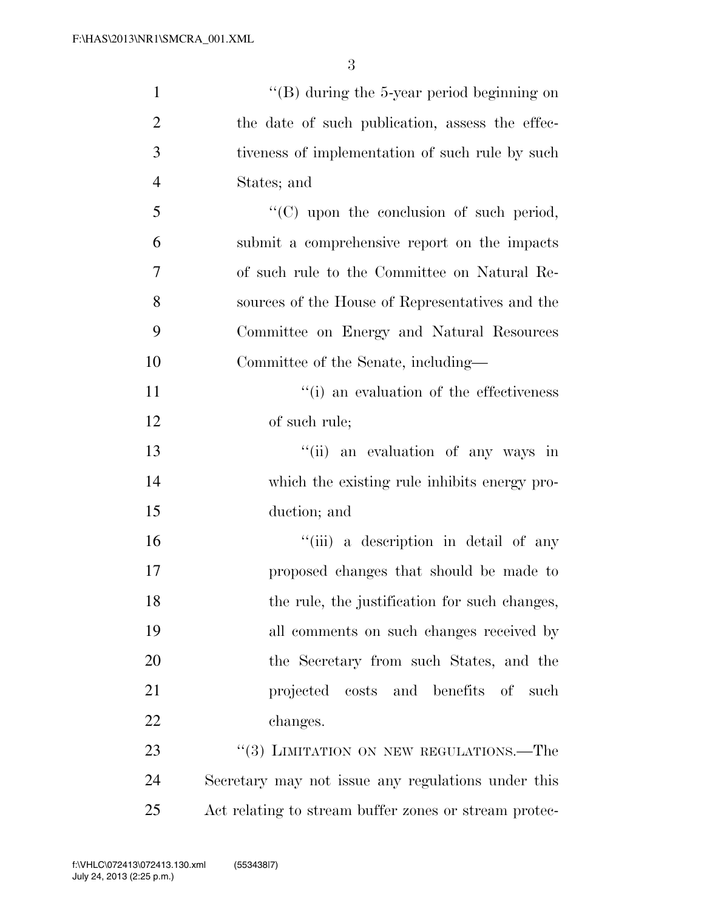''(B) during the 5-year period beginning on the date of such publication, assess the effectiveness of implementation of such rule by such States; and

''(C) upon the conclusion of such period, submit a comprehensive report on the impacts of such rule to the Committee on Natural Resources of the House of Representatives and the Committee on Energy and Natural Resources Committee of the Senate, including—

''(i) an evaluation of the effectiveness of such rule;

''(ii) an evaluation of any ways in which the existing rule inhibits energy production; and

''(iii) a description in detail of any proposed changes that should be made to the rule, the justification for such changes, all comments on such changes received by the Secretary from such States, and the projected costs and benefits of such changes.

''(3) LIMITATION ON NEW REGULATIONS.—The Secretary may not issue any regulations under this Act relating to stream buffer zones or stream protec-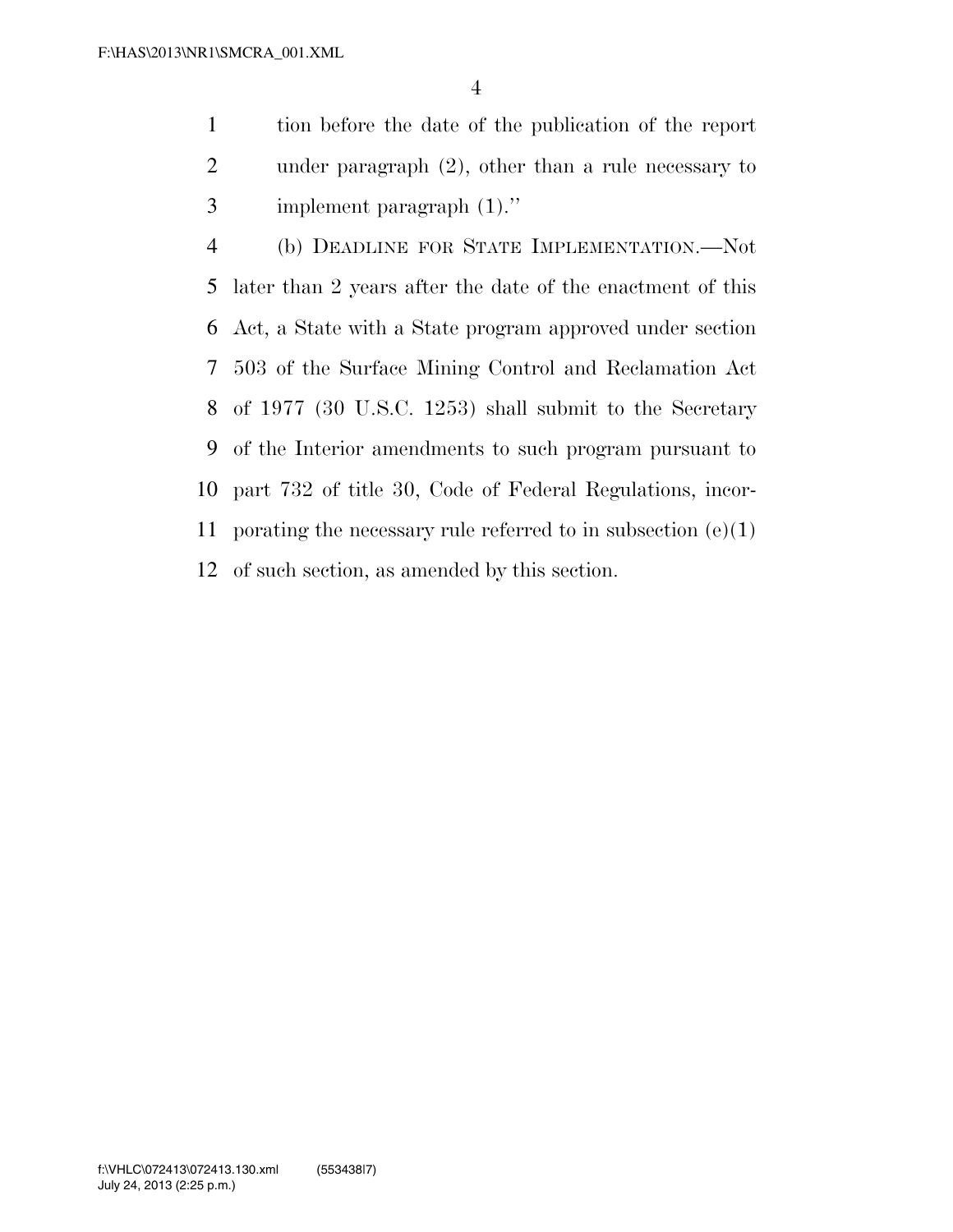tion before the date of the publication of the report under paragraph (2), other than a rule necessary to implement paragraph (1).''

(b) DEADLINE FOR STATE IMPLEMENTATION.—Not later than 2 years after the date of the enactment of this Act, a State with a State program approved under section 503 of the Surface Mining Control and Reclamation Act of 1977 (30 U.S.C. 1253) shall submit to the Secretary of the Interior amendments to such program pursuant to part 732 of title 30, Code of Federal Regulations, incorporating the necessary rule referred to in subsection (e)(1) of such section, as amended by this section.